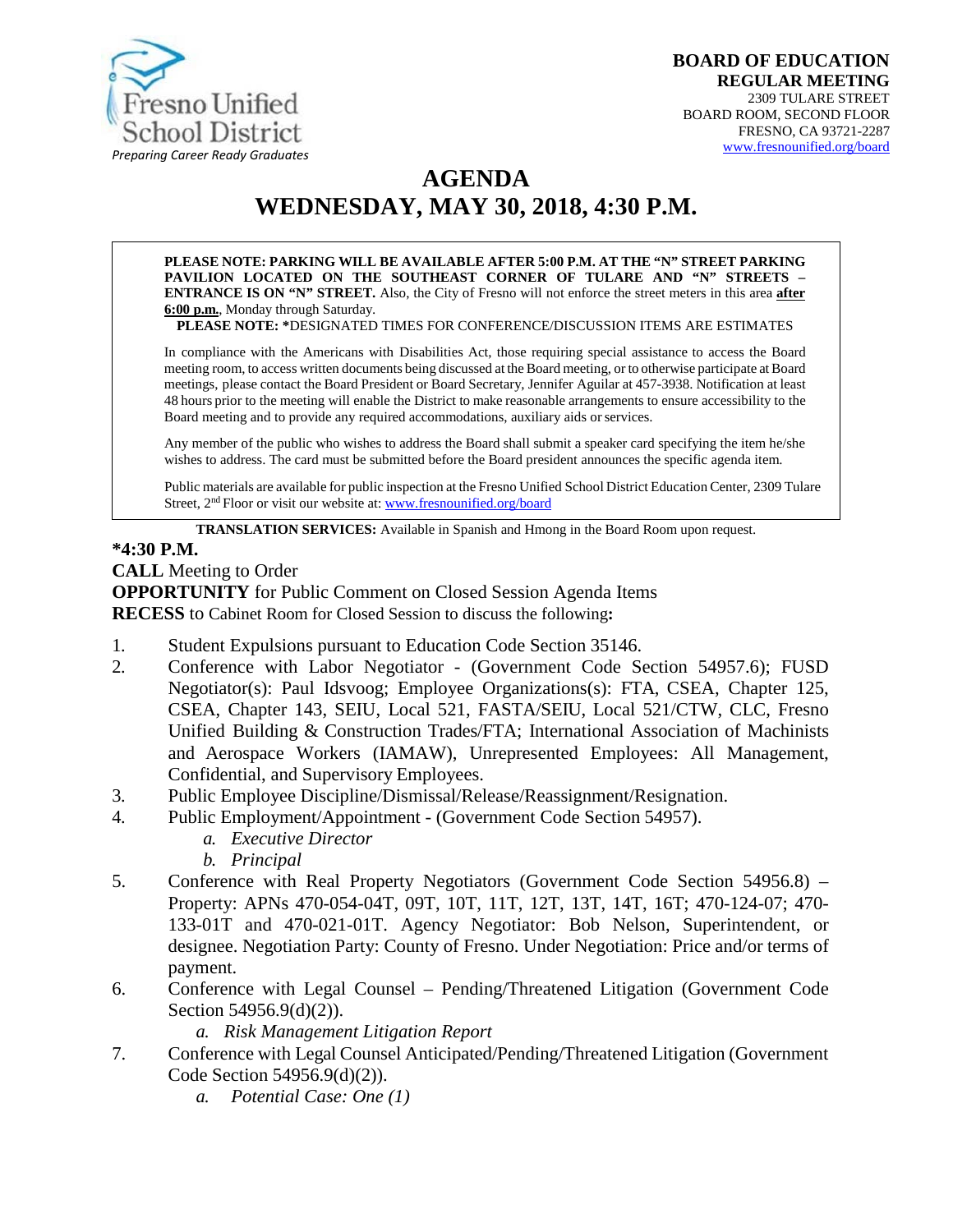Fresno Unified School District
*Preparing Career Ready Graduates*

**BOARD OF EDUCATION**
**REGULAR MEETING**
2309 TULARE STREET
BOARD ROOM, SECOND FLOOR
FRESNO, CA 93721-2287
www.fresnounified.org/board

# AGENDA
# WEDNESDAY, MAY 30, 2018, 4:30 P.M.

**PLEASE NOTE: PARKING WILL BE AVAILABLE AFTER 5:00 P.M. AT THE "N" STREET PARKING PAVILION LOCATED ON THE SOUTHEAST CORNER OF TULARE AND "N" STREETS – ENTRANCE IS ON "N" STREET.** Also, the City of Fresno will not enforce the street meters in this area **after 6:00 p.m.**, Monday through Saturday.

**PLEASE NOTE:** *DESIGNATED TIMES FOR CONFERENCE/DISCUSSION ITEMS ARE ESTIMATES

In compliance with the Americans with Disabilities Act, those requiring special assistance to access the Board meeting room, to access written documents being discussed at the Board meeting, or to otherwise participate at Board meetings, please contact the Board President or Board Secretary, Jennifer Aguilar at 457-3938. Notification at least 48 hours prior to the meeting will enable the District to make reasonable arrangements to ensure accessibility to the Board meeting and to provide any required accommodations, auxiliary aids or services.

Any member of the public who wishes to address the Board shall submit a speaker card specifying the item he/she wishes to address. The card must be submitted before the Board president announces the specific agenda item.

Public materials are available for public inspection at the Fresno Unified School District Education Center, 2309 Tulare Street, 2nd Floor or visit our website at: www.fresnounified.org/board

**TRANSLATION SERVICES:** Available in Spanish and Hmong in the Board Room upon request.

**\*4:30 P.M.**

**CALL** Meeting to Order
**OPPORTUNITY** for Public Comment on Closed Session Agenda Items
**RECESS** to Cabinet Room for Closed Session to discuss the following**:**

1. Student Expulsions pursuant to Education Code Section 35146.
2. Conference with Labor Negotiator - (Government Code Section 54957.6); FUSD Negotiator(s): Paul Idsvoog; Employee Organizations(s): FTA, CSEA, Chapter 125, CSEA, Chapter 143, SEIU, Local 521, FASTA/SEIU, Local 521/CTW, CLC, Fresno Unified Building & Construction Trades/FTA; International Association of Machinists and Aerospace Workers (IAMAW), Unrepresented Employees: All Management, Confidential, and Supervisory Employees.
3. Public Employee Discipline/Dismissal/Release/Reassignment/Resignation.
4. Public Employment/Appointment - (Government Code Section 54957).
   a. *Executive Director*
   b. *Principal*
5. Conference with Real Property Negotiators (Government Code Section 54956.8) – Property: APNs 470-054-04T, 09T, 10T, 11T, 12T, 13T, 14T, 16T; 470-124-07; 470-133-01T and 470-021-01T. Agency Negotiator: Bob Nelson, Superintendent, or designee. Negotiation Party: County of Fresno. Under Negotiation: Price and/or terms of payment.
6. Conference with Legal Counsel – Pending/Threatened Litigation (Government Code Section 54956.9(d)(2)).
   a. *Risk Management Litigation Report*
7. Conference with Legal Counsel Anticipated/Pending/Threatened Litigation (Government Code Section 54956.9(d)(2)).
   a. *Potential Case: One (1)*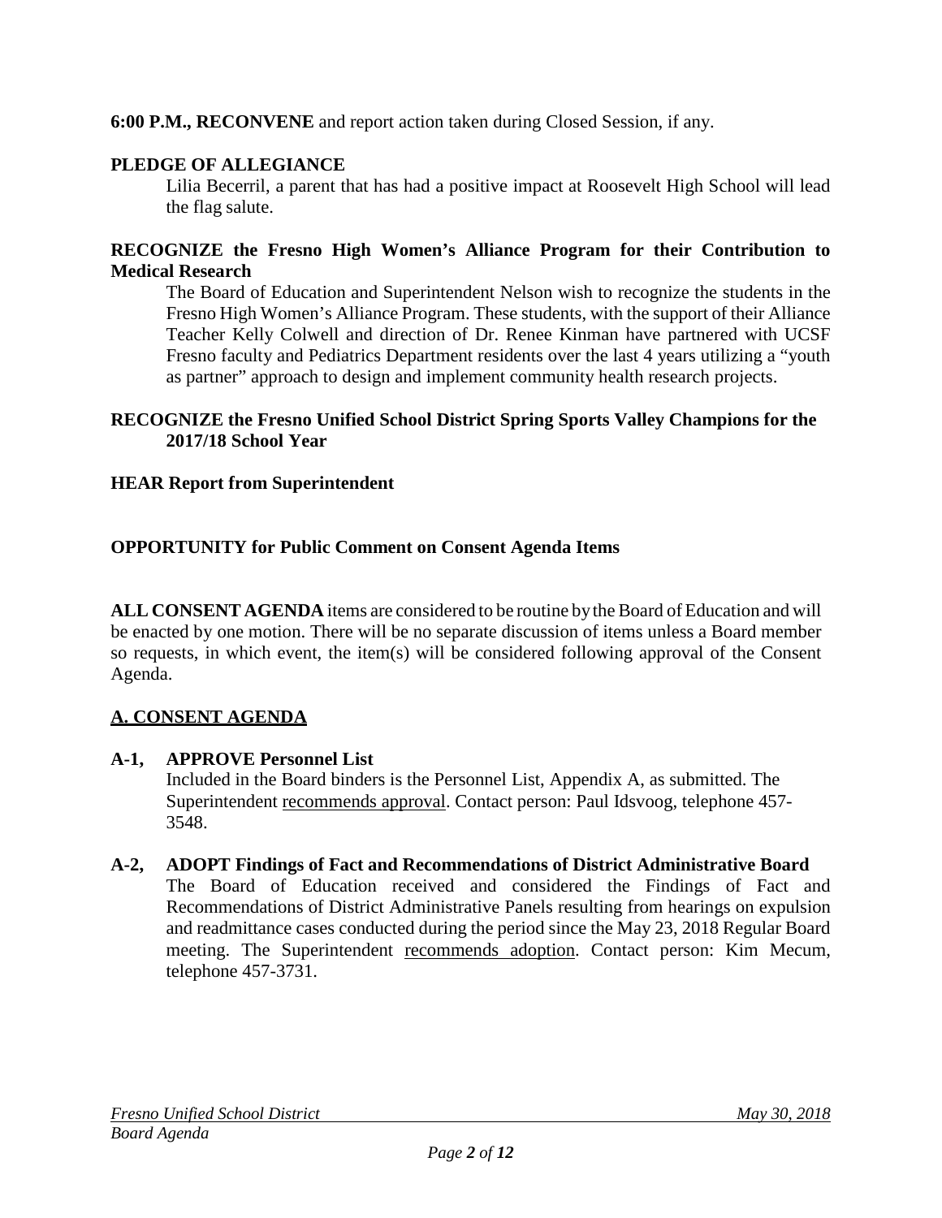**6:00 P.M., RECONVENE** and report action taken during Closed Session, if any.

**PLEDGE OF ALLEGIANCE**

Lilia Becerril, a parent that has had a positive impact at Roosevelt High School will lead the flag salute.

**RECOGNIZE the Fresno High Women's Alliance Program for their Contribution to Medical Research**

The Board of Education and Superintendent Nelson wish to recognize the students in the Fresno High Women's Alliance Program. These students, with the support of their Alliance Teacher Kelly Colwell and direction of Dr. Renee Kinman have partnered with UCSF Fresno faculty and Pediatrics Department residents over the last 4 years utilizing a "youth as partner" approach to design and implement community health research projects.

**RECOGNIZE the Fresno Unified School District Spring Sports Valley Champions for the 2017/18 School Year**

**HEAR Report from Superintendent**

**OPPORTUNITY for Public Comment on Consent Agenda Items**

**ALL CONSENT AGENDA** items are considered to be routine by the Board of Education and will be enacted by one motion. There will be no separate discussion of items unless a Board member so requests, in which event, the item(s) will be considered following approval of the Consent Agenda.

## A. CONSENT AGENDA

**A-1, APPROVE Personnel List**

Included in the Board binders is the Personnel List, Appendix A, as submitted. The Superintendent recommends approval. Contact person: Paul Idsvoog, telephone 457-3548.

**A-2, ADOPT Findings of Fact and Recommendations of District Administrative Board**

The Board of Education received and considered the Findings of Fact and Recommendations of District Administrative Panels resulting from hearings on expulsion and readmittance cases conducted during the period since the May 23, 2018 Regular Board meeting. The Superintendent recommends adoption. Contact person: Kim Mecum, telephone 457-3731.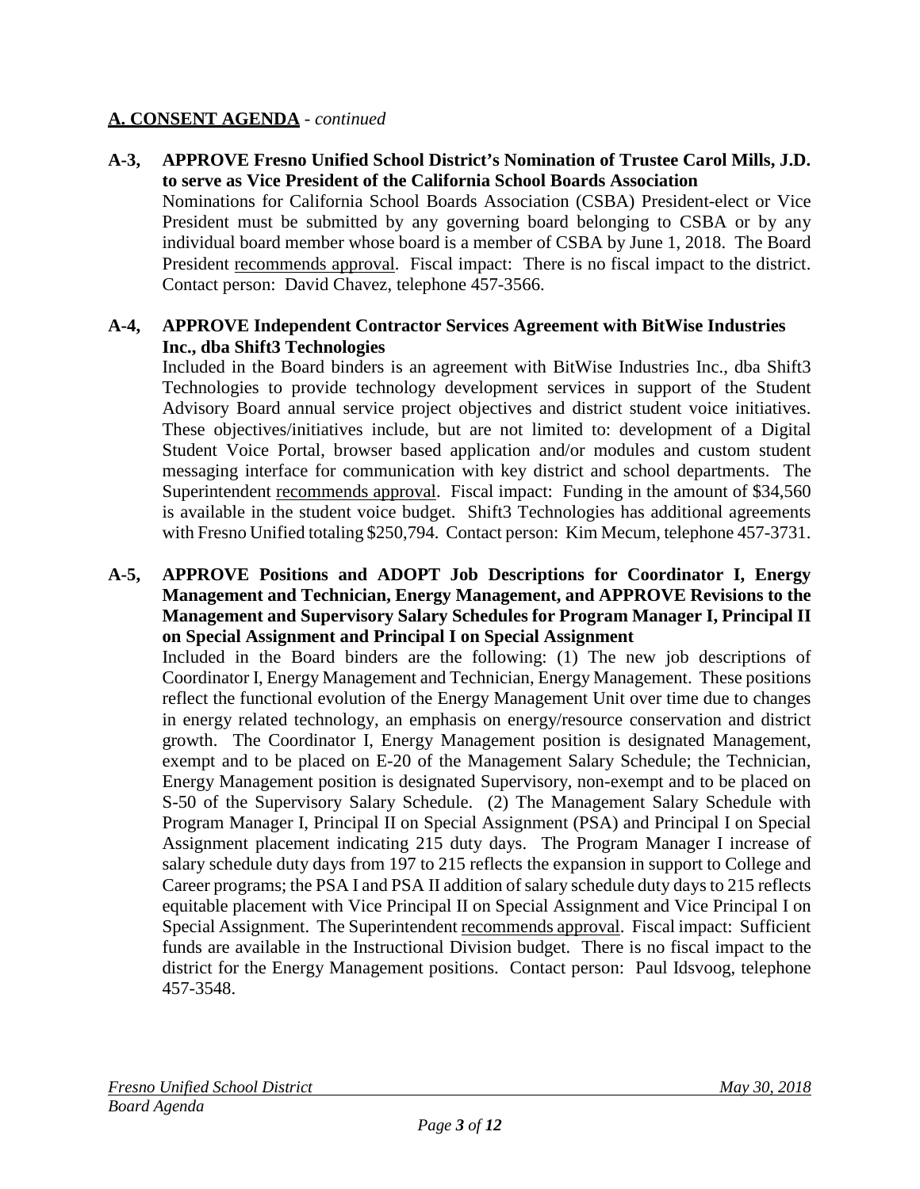## A. CONSENT AGENDA - *continued*

**A-3, APPROVE Fresno Unified School District's Nomination of Trustee Carol Mills, J.D. to serve as Vice President of the California School Boards Association**

Nominations for California School Boards Association (CSBA) President-elect or Vice President must be submitted by any governing board belonging to CSBA or by any individual board member whose board is a member of CSBA by June 1, 2018. The Board President recommends approval. Fiscal impact: There is no fiscal impact to the district. Contact person: David Chavez, telephone 457-3566.

**A-4, APPROVE Independent Contractor Services Agreement with BitWise Industries Inc., dba Shift3 Technologies**

Included in the Board binders is an agreement with BitWise Industries Inc., dba Shift3 Technologies to provide technology development services in support of the Student Advisory Board annual service project objectives and district student voice initiatives. These objectives/initiatives include, but are not limited to: development of a Digital Student Voice Portal, browser based application and/or modules and custom student messaging interface for communication with key district and school departments. The Superintendent recommends approval. Fiscal impact: Funding in the amount of $34,560 is available in the student voice budget. Shift3 Technologies has additional agreements with Fresno Unified totaling $250,794. Contact person: Kim Mecum, telephone 457-3731.

**A-5, APPROVE Positions and ADOPT Job Descriptions for Coordinator I, Energy Management and Technician, Energy Management, and APPROVE Revisions to the Management and Supervisory Salary Schedules for Program Manager I, Principal II on Special Assignment and Principal I on Special Assignment**

Included in the Board binders are the following: (1) The new job descriptions of Coordinator I, Energy Management and Technician, Energy Management. These positions reflect the functional evolution of the Energy Management Unit over time due to changes in energy related technology, an emphasis on energy/resource conservation and district growth. The Coordinator I, Energy Management position is designated Management, exempt and to be placed on E-20 of the Management Salary Schedule; the Technician, Energy Management position is designated Supervisory, non-exempt and to be placed on S-50 of the Supervisory Salary Schedule. (2) The Management Salary Schedule with Program Manager I, Principal II on Special Assignment (PSA) and Principal I on Special Assignment placement indicating 215 duty days. The Program Manager I increase of salary schedule duty days from 197 to 215 reflects the expansion in support to College and Career programs; the PSA I and PSA II addition of salary schedule duty days to 215 reflects equitable placement with Vice Principal II on Special Assignment and Vice Principal I on Special Assignment. The Superintendent recommends approval. Fiscal impact: Sufficient funds are available in the Instructional Division budget. There is no fiscal impact to the district for the Energy Management positions. Contact person: Paul Idsvoog, telephone 457-3548.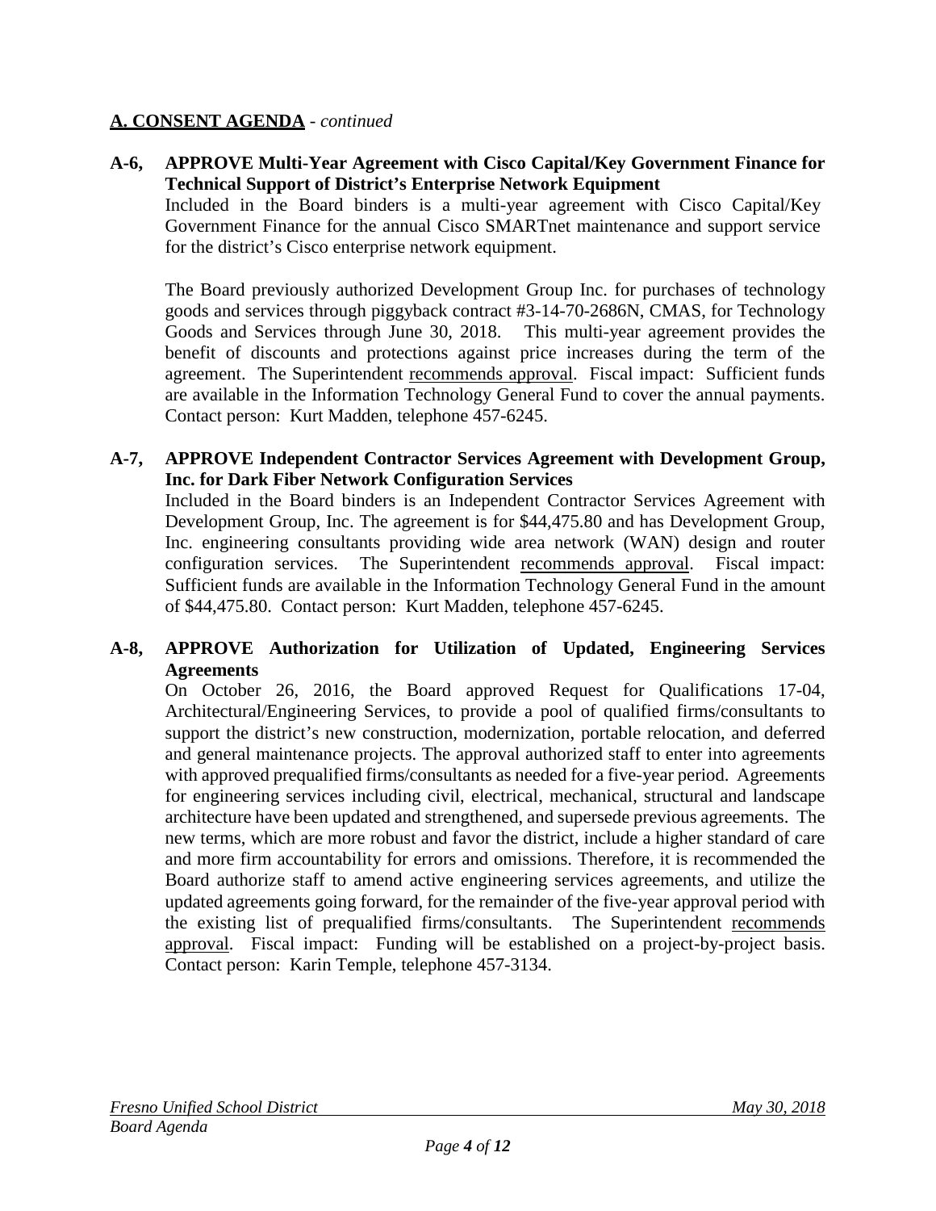## A. CONSENT AGENDA - *continued*

**A-6, APPROVE Multi-Year Agreement with Cisco Capital/Key Government Finance for Technical Support of District's Enterprise Network Equipment**

Included in the Board binders is a multi-year agreement with Cisco Capital/Key Government Finance for the annual Cisco SMARTnet maintenance and support service for the district's Cisco enterprise network equipment.

The Board previously authorized Development Group Inc. for purchases of technology goods and services through piggyback contract #3-14-70-2686N, CMAS, for Technology Goods and Services through June 30, 2018. This multi-year agreement provides the benefit of discounts and protections against price increases during the term of the agreement. The Superintendent recommends approval. Fiscal impact: Sufficient funds are available in the Information Technology General Fund to cover the annual payments. Contact person: Kurt Madden, telephone 457-6245.

**A-7, APPROVE Independent Contractor Services Agreement with Development Group, Inc. for Dark Fiber Network Configuration Services**

Included in the Board binders is an Independent Contractor Services Agreement with Development Group, Inc. The agreement is for $44,475.80 and has Development Group, Inc. engineering consultants providing wide area network (WAN) design and router configuration services. The Superintendent recommends approval. Fiscal impact: Sufficient funds are available in the Information Technology General Fund in the amount of $44,475.80. Contact person: Kurt Madden, telephone 457-6245.

**A-8, APPROVE Authorization for Utilization of Updated, Engineering Services Agreements**

On October 26, 2016, the Board approved Request for Qualifications 17-04, Architectural/Engineering Services, to provide a pool of qualified firms/consultants to support the district's new construction, modernization, portable relocation, and deferred and general maintenance projects. The approval authorized staff to enter into agreements with approved prequalified firms/consultants as needed for a five-year period. Agreements for engineering services including civil, electrical, mechanical, structural and landscape architecture have been updated and strengthened, and supersede previous agreements. The new terms, which are more robust and favor the district, include a higher standard of care and more firm accountability for errors and omissions. Therefore, it is recommended the Board authorize staff to amend active engineering services agreements, and utilize the updated agreements going forward, for the remainder of the five-year approval period with the existing list of prequalified firms/consultants. The Superintendent recommends approval. Fiscal impact: Funding will be established on a project-by-project basis. Contact person: Karin Temple, telephone 457-3134.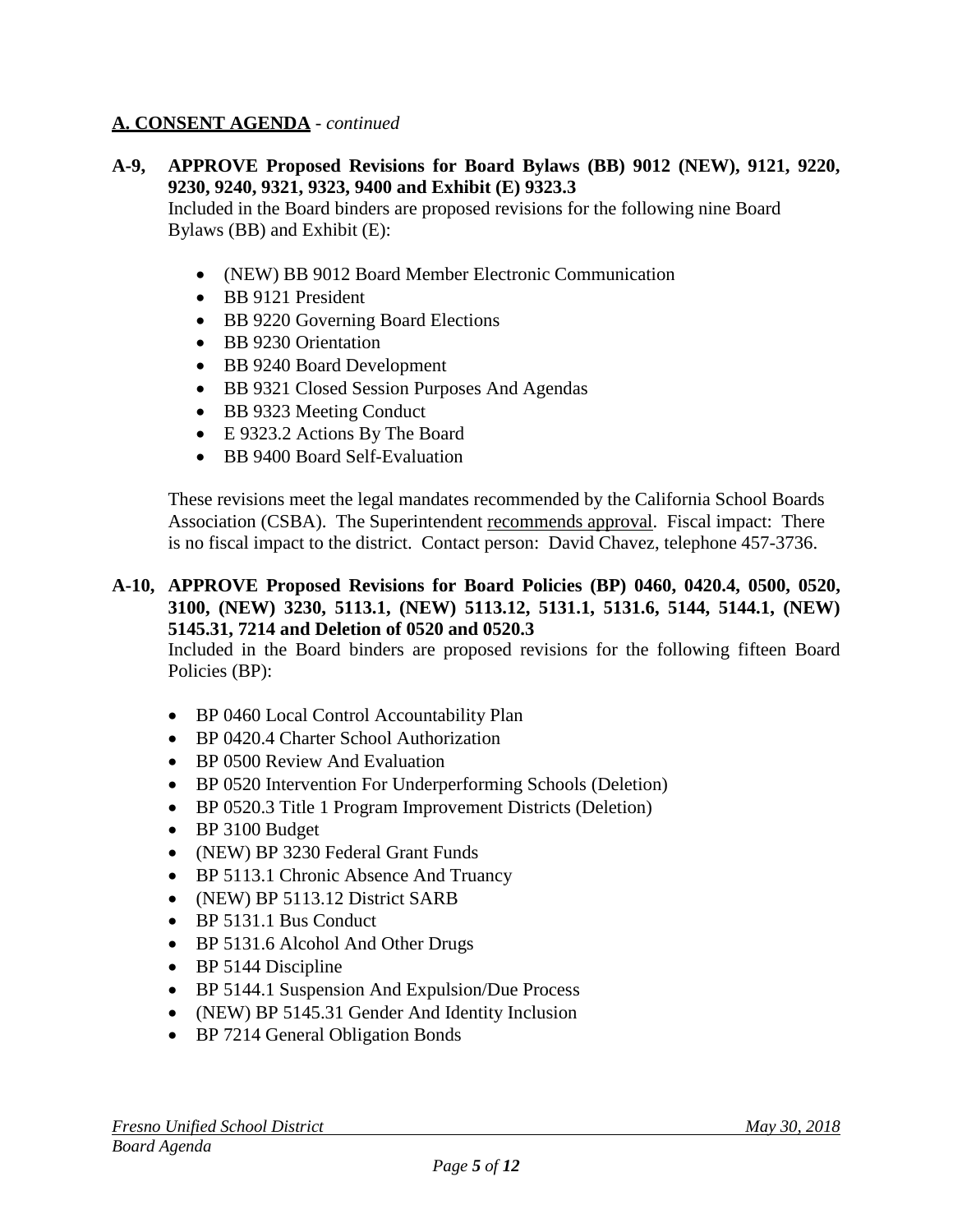**A. CONSENT AGENDA** - *continued*

**A-9, APPROVE Proposed Revisions for Board Bylaws (BB) 9012 (NEW), 9121, 9220, 9230, 9240, 9321, 9323, 9400 and Exhibit (E) 9323.3**

Included in the Board binders are proposed revisions for the following nine Board Bylaws (BB) and Exhibit (E):

- (NEW) BB 9012 Board Member Electronic Communication
- BB 9121 President
- BB 9220 Governing Board Elections
- BB 9230 Orientation
- BB 9240 Board Development
- BB 9321 Closed Session Purposes And Agendas
- BB 9323 Meeting Conduct
- E 9323.2 Actions By The Board
- BB 9400 Board Self-Evaluation

These revisions meet the legal mandates recommended by the California School Boards Association (CSBA). The Superintendent recommends approval. Fiscal impact: There is no fiscal impact to the district. Contact person: David Chavez, telephone 457-3736.

**A-10, APPROVE Proposed Revisions for Board Policies (BP) 0460, 0420.4, 0500, 0520, 3100, (NEW) 3230, 5113.1, (NEW) 5113.12, 5131.1, 5131.6, 5144, 5144.1, (NEW) 5145.31, 7214 and Deletion of 0520 and 0520.3**

Included in the Board binders are proposed revisions for the following fifteen Board Policies (BP):

- BP 0460 Local Control Accountability Plan
- BP 0420.4 Charter School Authorization
- BP 0500 Review And Evaluation
- BP 0520 Intervention For Underperforming Schools (Deletion)
- BP 0520.3 Title 1 Program Improvement Districts (Deletion)
- BP 3100 Budget
- (NEW) BP 3230 Federal Grant Funds
- BP 5113.1 Chronic Absence And Truancy
- (NEW) BP 5113.12 District SARB
- BP 5131.1 Bus Conduct
- BP 5131.6 Alcohol And Other Drugs
- BP 5144 Discipline
- BP 5144.1 Suspension And Expulsion/Due Process
- (NEW) BP 5145.31 Gender And Identity Inclusion
- BP 7214 General Obligation Bonds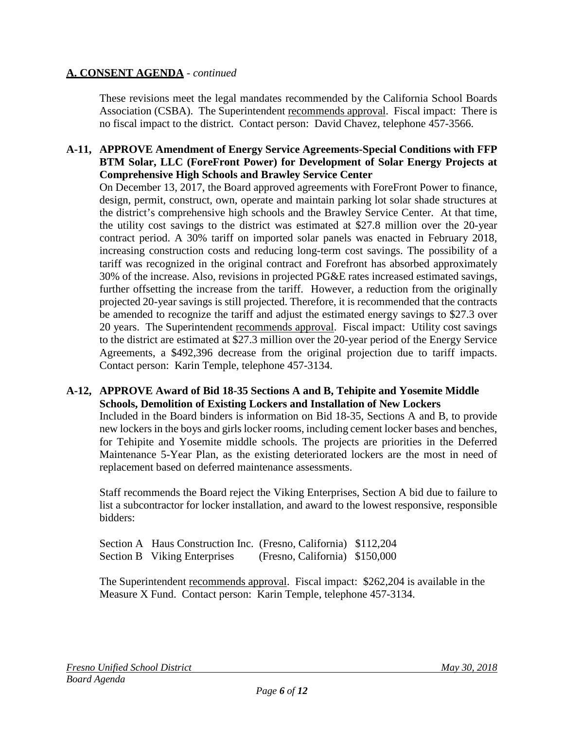## **A. CONSENT AGENDA** - *continued*

These revisions meet the legal mandates recommended by the California School Boards Association (CSBA). The Superintendent recommends approval. Fiscal impact: There is no fiscal impact to the district. Contact person: David Chavez, telephone 457-3566.

**A-11, APPROVE Amendment of Energy Service Agreements-Special Conditions with FFP BTM Solar, LLC (ForeFront Power) for Development of Solar Energy Projects at Comprehensive High Schools and Brawley Service Center**

On December 13, 2017, the Board approved agreements with ForeFront Power to finance, design, permit, construct, own, operate and maintain parking lot solar shade structures at the district's comprehensive high schools and the Brawley Service Center. At that time, the utility cost savings to the district was estimated at $27.8 million over the 20-year contract period. A 30% tariff on imported solar panels was enacted in February 2018, increasing construction costs and reducing long-term cost savings. The possibility of a tariff was recognized in the original contract and Forefront has absorbed approximately 30% of the increase. Also, revisions in projected PG&E rates increased estimated savings, further offsetting the increase from the tariff. However, a reduction from the originally projected 20-year savings is still projected. Therefore, it is recommended that the contracts be amended to recognize the tariff and adjust the estimated energy savings to $27.3 over 20 years. The Superintendent recommends approval. Fiscal impact: Utility cost savings to the district are estimated at $27.3 million over the 20-year period of the Energy Service Agreements, a $492,396 decrease from the original projection due to tariff impacts. Contact person: Karin Temple, telephone 457-3134.

**A-12, APPROVE Award of Bid 18-35 Sections A and B, Tehipite and Yosemite Middle Schools, Demolition of Existing Lockers and Installation of New Lockers**

Included in the Board binders is information on Bid 18-35, Sections A and B, to provide new lockers in the boys and girls locker rooms, including cement locker bases and benches, for Tehipite and Yosemite middle schools. The projects are priorities in the Deferred Maintenance 5-Year Plan, as the existing deteriorated lockers are the most in need of replacement based on deferred maintenance assessments.

Staff recommends the Board reject the Viking Enterprises, Section A bid due to failure to list a subcontractor for locker installation, and award to the lowest responsive, responsible bidders:

| | | | |
|---|---|---|---|
| Section A | Haus Construction Inc. | (Fresno, California) | $112,204 |
| Section B | Viking Enterprises | (Fresno, California) | $150,000 |

The Superintendent recommends approval. Fiscal impact: $262,204 is available in the Measure X Fund. Contact person: Karin Temple, telephone 457-3134.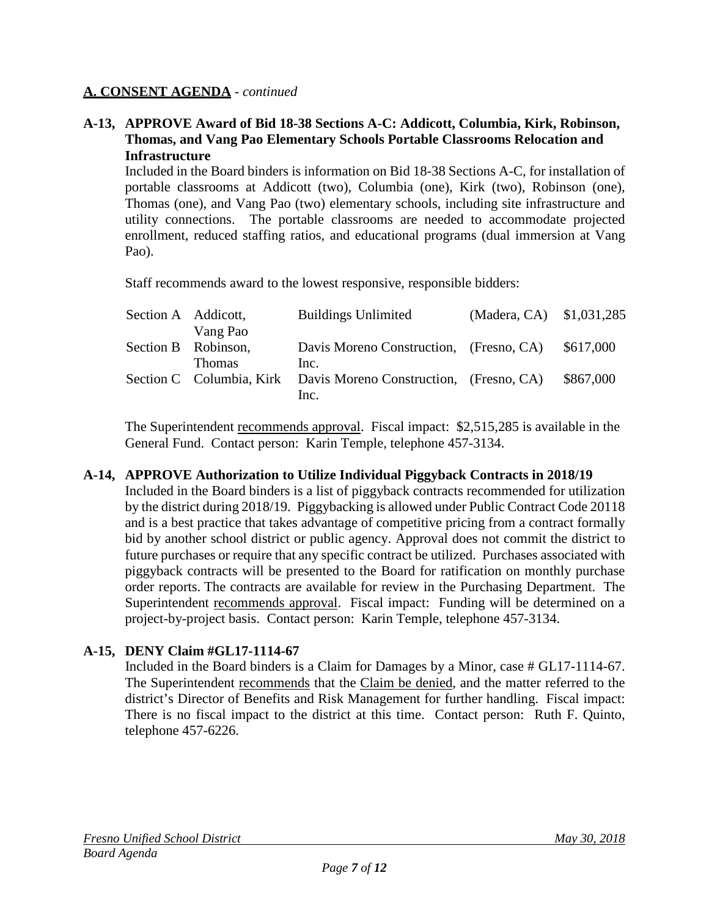## A. CONSENT AGENDA - *continued*

### A-13, APPROVE Award of Bid 18-38 Sections A-C: Addicott, Columbia, Kirk, Robinson, Thomas, and Vang Pao Elementary Schools Portable Classrooms Relocation and Infrastructure

Included in the Board binders is information on Bid 18-38 Sections A-C, for installation of portable classrooms at Addicott (two), Columbia (one), Kirk (two), Robinson (one), Thomas (one), and Vang Pao (two) elementary schools, including site infrastructure and utility connections. The portable classrooms are needed to accommodate projected enrollment, reduced staffing ratios, and educational programs (dual immersion at Vang Pao).

Staff recommends award to the lowest responsive, responsible bidders:

| | | | | |
|---|---|---|---|---|
| Section A | Addicott, Vang Pao | Buildings Unlimited | (Madera, CA) | $1,031,285 |
| Section B | Robinson, Thomas | Davis Moreno Construction, Inc. | (Fresno, CA) | $617,000 |
| Section C | Columbia, Kirk | Davis Moreno Construction, Inc. | (Fresno, CA) | $867,000 |

The Superintendent recommends approval. Fiscal impact: $2,515,285 is available in the General Fund. Contact person: Karin Temple, telephone 457-3134.

### A-14, APPROVE Authorization to Utilize Individual Piggyback Contracts in 2018/19

Included in the Board binders is a list of piggyback contracts recommended for utilization by the district during 2018/19. Piggybacking is allowed under Public Contract Code 20118 and is a best practice that takes advantage of competitive pricing from a contract formally bid by another school district or public agency. Approval does not commit the district to future purchases or require that any specific contract be utilized. Purchases associated with piggyback contracts will be presented to the Board for ratification on monthly purchase order reports. The contracts are available for review in the Purchasing Department. The Superintendent recommends approval. Fiscal impact: Funding will be determined on a project-by-project basis. Contact person: Karin Temple, telephone 457-3134.

### A-15, DENY Claim #GL17-1114-67

Included in the Board binders is a Claim for Damages by a Minor, case # GL17-1114-67. The Superintendent recommends that the Claim be denied, and the matter referred to the district's Director of Benefits and Risk Management for further handling. Fiscal impact: There is no fiscal impact to the district at this time. Contact person: Ruth F. Quinto, telephone 457-6226.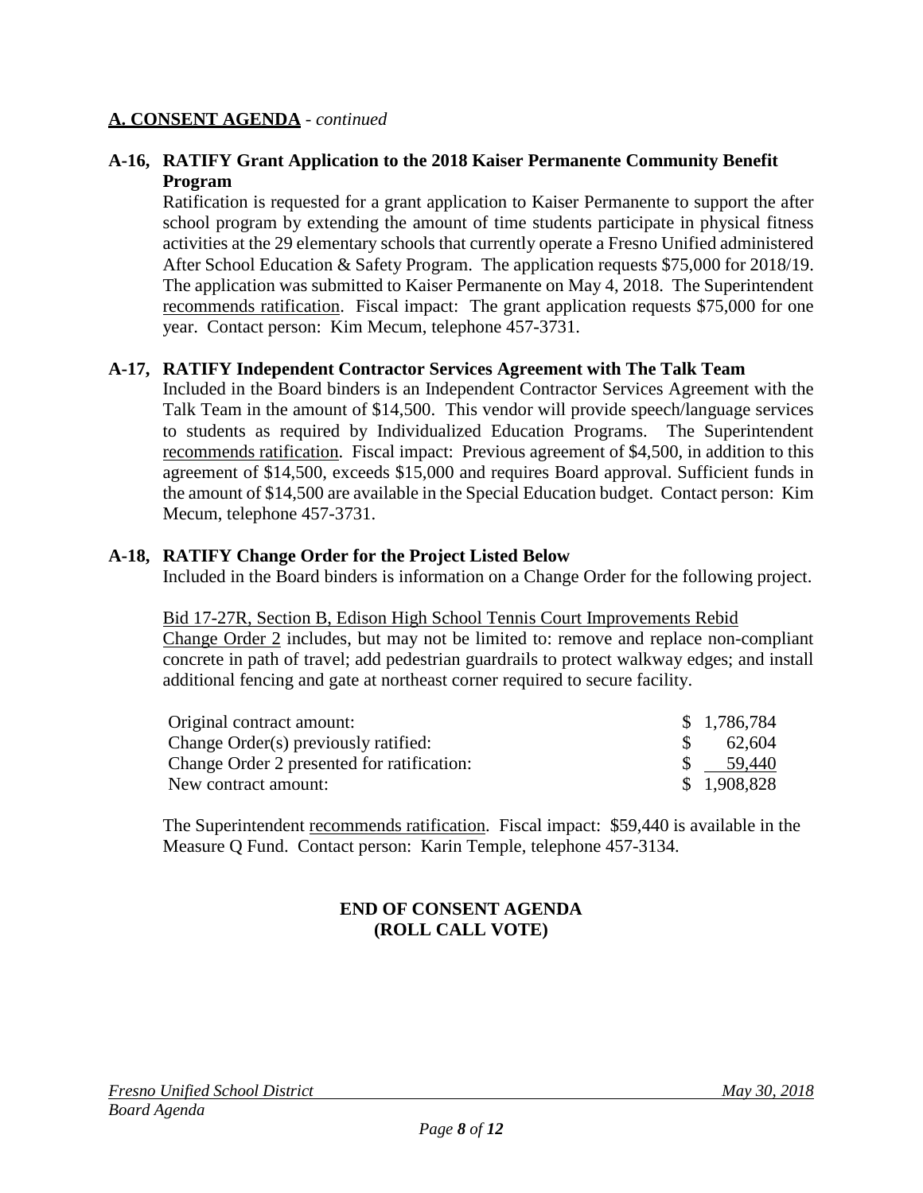## A. CONSENT AGENDA - *continued*

### A-16, RATIFY Grant Application to the 2018 Kaiser Permanente Community Benefit Program

Ratification is requested for a grant application to Kaiser Permanente to support the after school program by extending the amount of time students participate in physical fitness activities at the 29 elementary schools that currently operate a Fresno Unified administered After School Education & Safety Program. The application requests $75,000 for 2018/19. The application was submitted to Kaiser Permanente on May 4, 2018. The Superintendent recommends ratification. Fiscal impact: The grant application requests $75,000 for one year. Contact person: Kim Mecum, telephone 457-3731.

### A-17, RATIFY Independent Contractor Services Agreement with The Talk Team

Included in the Board binders is an Independent Contractor Services Agreement with the Talk Team in the amount of $14,500. This vendor will provide speech/language services to students as required by Individualized Education Programs. The Superintendent recommends ratification. Fiscal impact: Previous agreement of $4,500, in addition to this agreement of $14,500, exceeds $15,000 and requires Board approval. Sufficient funds in the amount of $14,500 are available in the Special Education budget. Contact person: Kim Mecum, telephone 457-3731.

### A-18, RATIFY Change Order for the Project Listed Below

Included in the Board binders is information on a Change Order for the following project.

Bid 17-27R, Section B, Edison High School Tennis Court Improvements Rebid

Change Order 2 includes, but may not be limited to: remove and replace non-compliant concrete in path of travel; add pedestrian guardrails to protect walkway edges; and install additional fencing and gate at northeast corner required to secure facility.

| | |
|---|---|
| Original contract amount: | $ 1,786,784 |
| Change Order(s) previously ratified: | $ 62,604 |
| Change Order 2 presented for ratification: | $ 59,440 |
| New contract amount: | $ 1,908,828 |

The Superintendent recommends ratification. Fiscal impact: $59,440 is available in the Measure Q Fund. Contact person: Karin Temple, telephone 457-3134.

**END OF CONSENT AGENDA**
**(ROLL CALL VOTE)**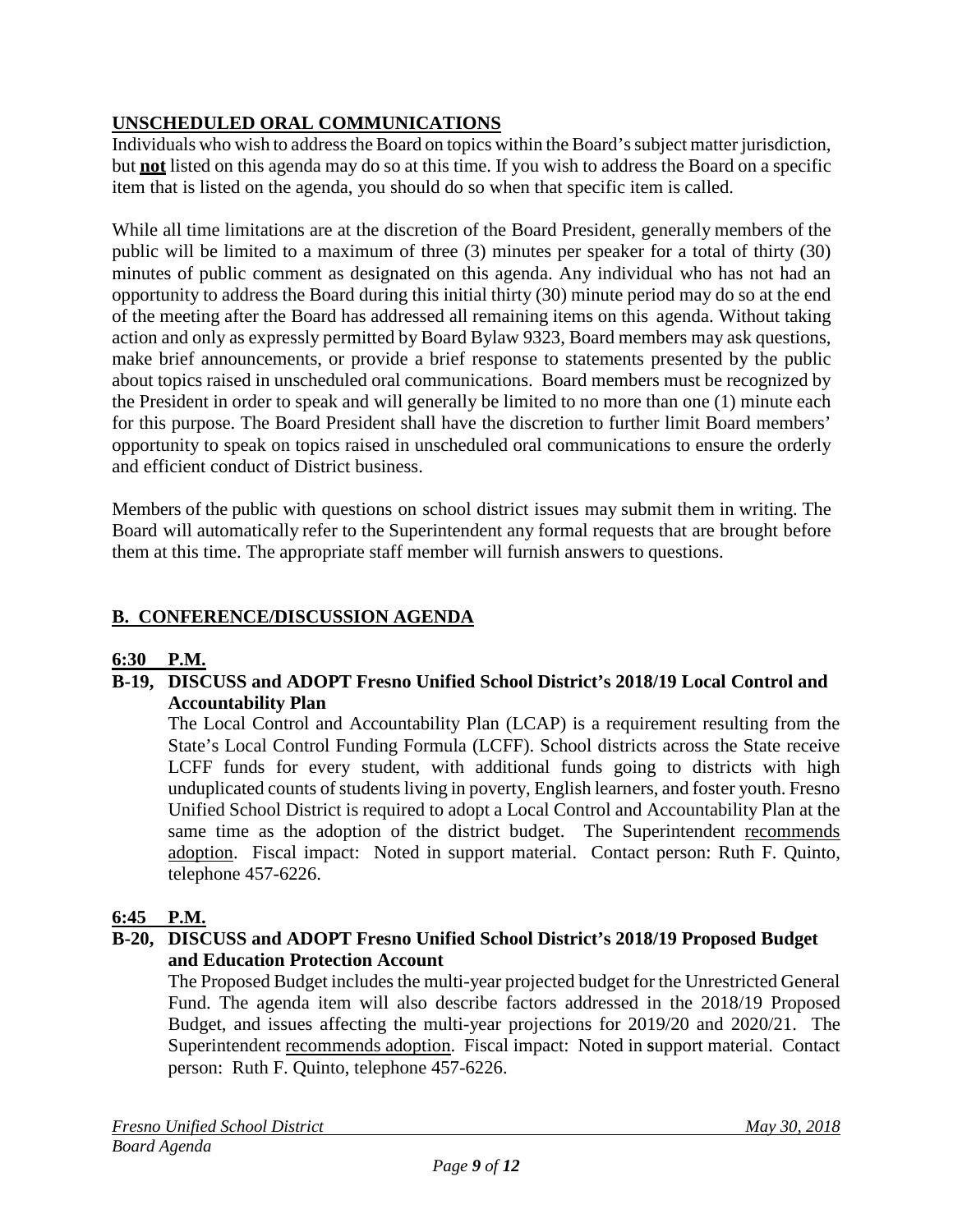## UNSCHEDULED ORAL COMMUNICATIONS

Individuals who wish to address the Board on topics within the Board's subject matter jurisdiction, but **not** listed on this agenda may do so at this time. If you wish to address the Board on a specific item that is listed on the agenda, you should do so when that specific item is called.

While all time limitations are at the discretion of the Board President, generally members of the public will be limited to a maximum of three (3) minutes per speaker for a total of thirty (30) minutes of public comment as designated on this agenda. Any individual who has not had an opportunity to address the Board during this initial thirty (30) minute period may do so at the end of the meeting after the Board has addressed all remaining items on this agenda. Without taking action and only as expressly permitted by Board Bylaw 9323, Board members may ask questions, make brief announcements, or provide a brief response to statements presented by the public about topics raised in unscheduled oral communications. Board members must be recognized by the President in order to speak and will generally be limited to no more than one (1) minute each for this purpose. The Board President shall have the discretion to further limit Board members' opportunity to speak on topics raised in unscheduled oral communications to ensure the orderly and efficient conduct of District business.

Members of the public with questions on school district issues may submit them in writing. The Board will automatically refer to the Superintendent any formal requests that are brought before them at this time. The appropriate staff member will furnish answers to questions.

## B. CONFERENCE/DISCUSSION AGENDA

**6:30 P.M.**

**B-19, DISCUSS and ADOPT Fresno Unified School District's 2018/19 Local Control and Accountability Plan**

The Local Control and Accountability Plan (LCAP) is a requirement resulting from the State's Local Control Funding Formula (LCFF). School districts across the State receive LCFF funds for every student, with additional funds going to districts with high unduplicated counts of students living in poverty, English learners, and foster youth. Fresno Unified School District is required to adopt a Local Control and Accountability Plan at the same time as the adoption of the district budget. The Superintendent recommends adoption. Fiscal impact: Noted in support material. Contact person: Ruth F. Quinto, telephone 457-6226.

**6:45 P.M.**

**B-20, DISCUSS and ADOPT Fresno Unified School District's 2018/19 Proposed Budget and Education Protection Account**

The Proposed Budget includes the multi-year projected budget for the Unrestricted General Fund. The agenda item will also describe factors addressed in the 2018/19 Proposed Budget, and issues affecting the multi-year projections for 2019/20 and 2020/21. The Superintendent recommends adoption. Fiscal impact: Noted in support material. Contact person: Ruth F. Quinto, telephone 457-6226.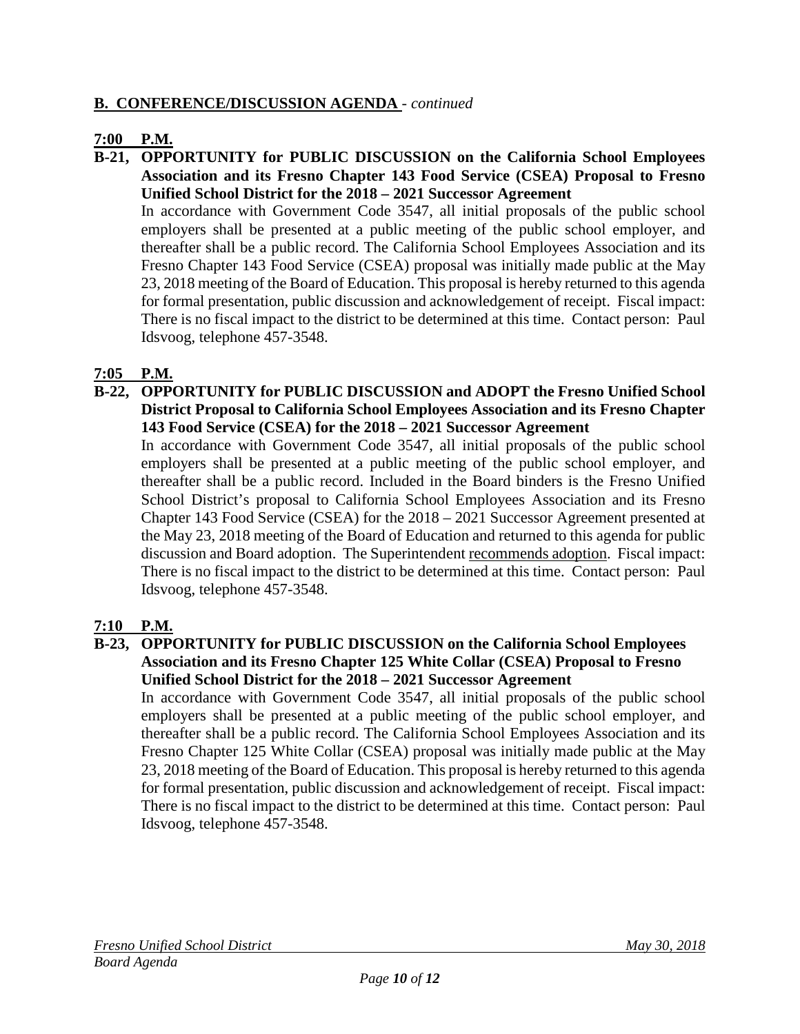## B. CONFERENCE/DISCUSSION AGENDA - *continued*

**7:00 P.M.**

**B-21, OPPORTUNITY for PUBLIC DISCUSSION on the California School Employees Association and its Fresno Chapter 143 Food Service (CSEA) Proposal to Fresno Unified School District for the 2018 – 2021 Successor Agreement**

In accordance with Government Code 3547, all initial proposals of the public school employers shall be presented at a public meeting of the public school employer, and thereafter shall be a public record. The California School Employees Association and its Fresno Chapter 143 Food Service (CSEA) proposal was initially made public at the May 23, 2018 meeting of the Board of Education. This proposal is hereby returned to this agenda for formal presentation, public discussion and acknowledgement of receipt. Fiscal impact: There is no fiscal impact to the district to be determined at this time. Contact person: Paul Idsvoog, telephone 457-3548.

**7:05 P.M.**

**B-22, OPPORTUNITY for PUBLIC DISCUSSION and ADOPT the Fresno Unified School District Proposal to California School Employees Association and its Fresno Chapter 143 Food Service (CSEA) for the 2018 – 2021 Successor Agreement**

In accordance with Government Code 3547, all initial proposals of the public school employers shall be presented at a public meeting of the public school employer, and thereafter shall be a public record. Included in the Board binders is the Fresno Unified School District's proposal to California School Employees Association and its Fresno Chapter 143 Food Service (CSEA) for the 2018 – 2021 Successor Agreement presented at the May 23, 2018 meeting of the Board of Education and returned to this agenda for public discussion and Board adoption. The Superintendent recommends adoption. Fiscal impact: There is no fiscal impact to the district to be determined at this time. Contact person: Paul Idsvoog, telephone 457-3548.

**7:10 P.M.**

**B-23, OPPORTUNITY for PUBLIC DISCUSSION on the California School Employees Association and its Fresno Chapter 125 White Collar (CSEA) Proposal to Fresno Unified School District for the 2018 – 2021 Successor Agreement**

In accordance with Government Code 3547, all initial proposals of the public school employers shall be presented at a public meeting of the public school employer, and thereafter shall be a public record. The California School Employees Association and its Fresno Chapter 125 White Collar (CSEA) proposal was initially made public at the May 23, 2018 meeting of the Board of Education. This proposal is hereby returned to this agenda for formal presentation, public discussion and acknowledgement of receipt. Fiscal impact: There is no fiscal impact to the district to be determined at this time. Contact person: Paul Idsvoog, telephone 457-3548.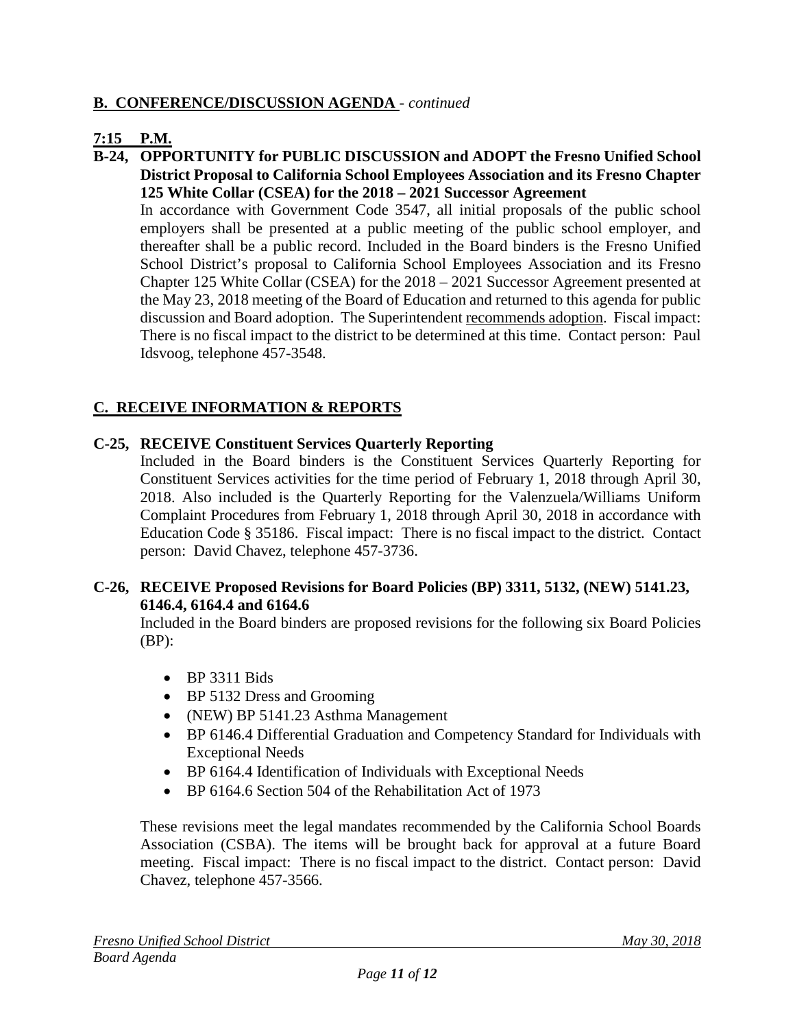## **B. CONFERENCE/DISCUSSION AGENDA** - *continued*

**7:15 P.M.**

**B-24, OPPORTUNITY for PUBLIC DISCUSSION and ADOPT the Fresno Unified School District Proposal to California School Employees Association and its Fresno Chapter 125 White Collar (CSEA) for the 2018 – 2021 Successor Agreement**

In accordance with Government Code 3547, all initial proposals of the public school employers shall be presented at a public meeting of the public school employer, and thereafter shall be a public record. Included in the Board binders is the Fresno Unified School District's proposal to California School Employees Association and its Fresno Chapter 125 White Collar (CSEA) for the 2018 – 2021 Successor Agreement presented at the May 23, 2018 meeting of the Board of Education and returned to this agenda for public discussion and Board adoption. The Superintendent recommends adoption. Fiscal impact: There is no fiscal impact to the district to be determined at this time. Contact person: Paul Idsvoog, telephone 457-3548.

## **C. RECEIVE INFORMATION & REPORTS**

**C-25, RECEIVE Constituent Services Quarterly Reporting**

Included in the Board binders is the Constituent Services Quarterly Reporting for Constituent Services activities for the time period of February 1, 2018 through April 30, 2018. Also included is the Quarterly Reporting for the Valenzuela/Williams Uniform Complaint Procedures from February 1, 2018 through April 30, 2018 in accordance with Education Code § 35186. Fiscal impact: There is no fiscal impact to the district. Contact person: David Chavez, telephone 457-3736.

**C-26, RECEIVE Proposed Revisions for Board Policies (BP) 3311, 5132, (NEW) 5141.23, 6146.4, 6164.4 and 6164.6**

Included in the Board binders are proposed revisions for the following six Board Policies (BP):

- BP 3311 Bids
- BP 5132 Dress and Grooming
- (NEW) BP 5141.23 Asthma Management
- BP 6146.4 Differential Graduation and Competency Standard for Individuals with Exceptional Needs
- BP 6164.4 Identification of Individuals with Exceptional Needs
- BP 6164.6 Section 504 of the Rehabilitation Act of 1973

These revisions meet the legal mandates recommended by the California School Boards Association (CSBA). The items will be brought back for approval at a future Board meeting. Fiscal impact: There is no fiscal impact to the district. Contact person: David Chavez, telephone 457-3566.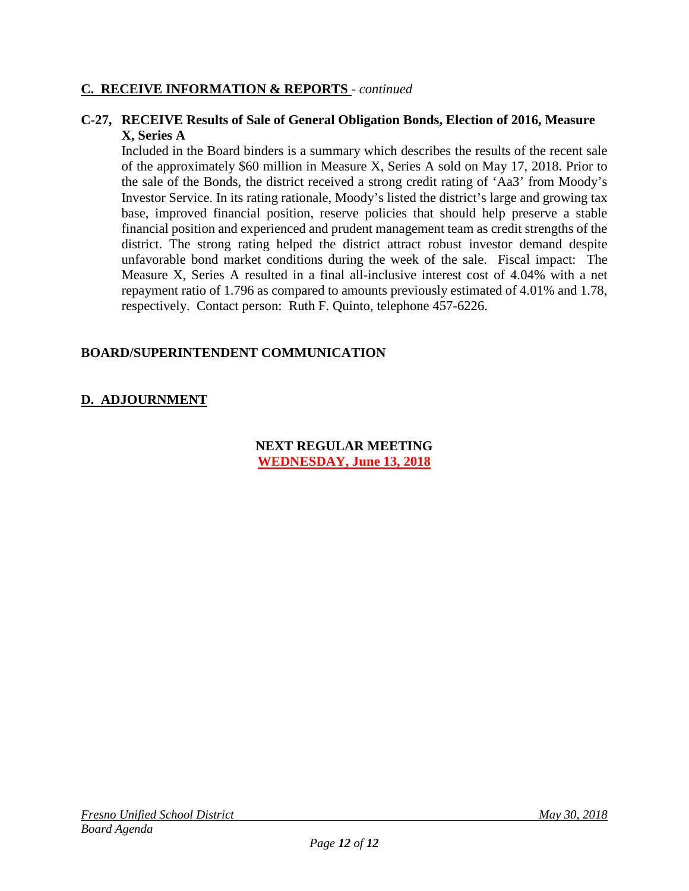## C. RECEIVE INFORMATION & REPORTS - *continued*

**C-27, RECEIVE Results of Sale of General Obligation Bonds, Election of 2016, Measure X, Series A**

Included in the Board binders is a summary which describes the results of the recent sale of the approximately $60 million in Measure X, Series A sold on May 17, 2018. Prior to the sale of the Bonds, the district received a strong credit rating of 'Aa3' from Moody's Investor Service. In its rating rationale, Moody's listed the district's large and growing tax base, improved financial position, reserve policies that should help preserve a stable financial position and experienced and prudent management team as credit strengths of the district. The strong rating helped the district attract robust investor demand despite unfavorable bond market conditions during the week of the sale. Fiscal impact: The Measure X, Series A resulted in a final all-inclusive interest cost of 4.04% with a net repayment ratio of 1.796 as compared to amounts previously estimated of 4.01% and 1.78, respectively. Contact person: Ruth F. Quinto, telephone 457-6226.

## BOARD/SUPERINTENDENT COMMUNICATION

## D. ADJOURNMENT

**NEXT REGULAR MEETING**
**WEDNESDAY, June 13, 2018**